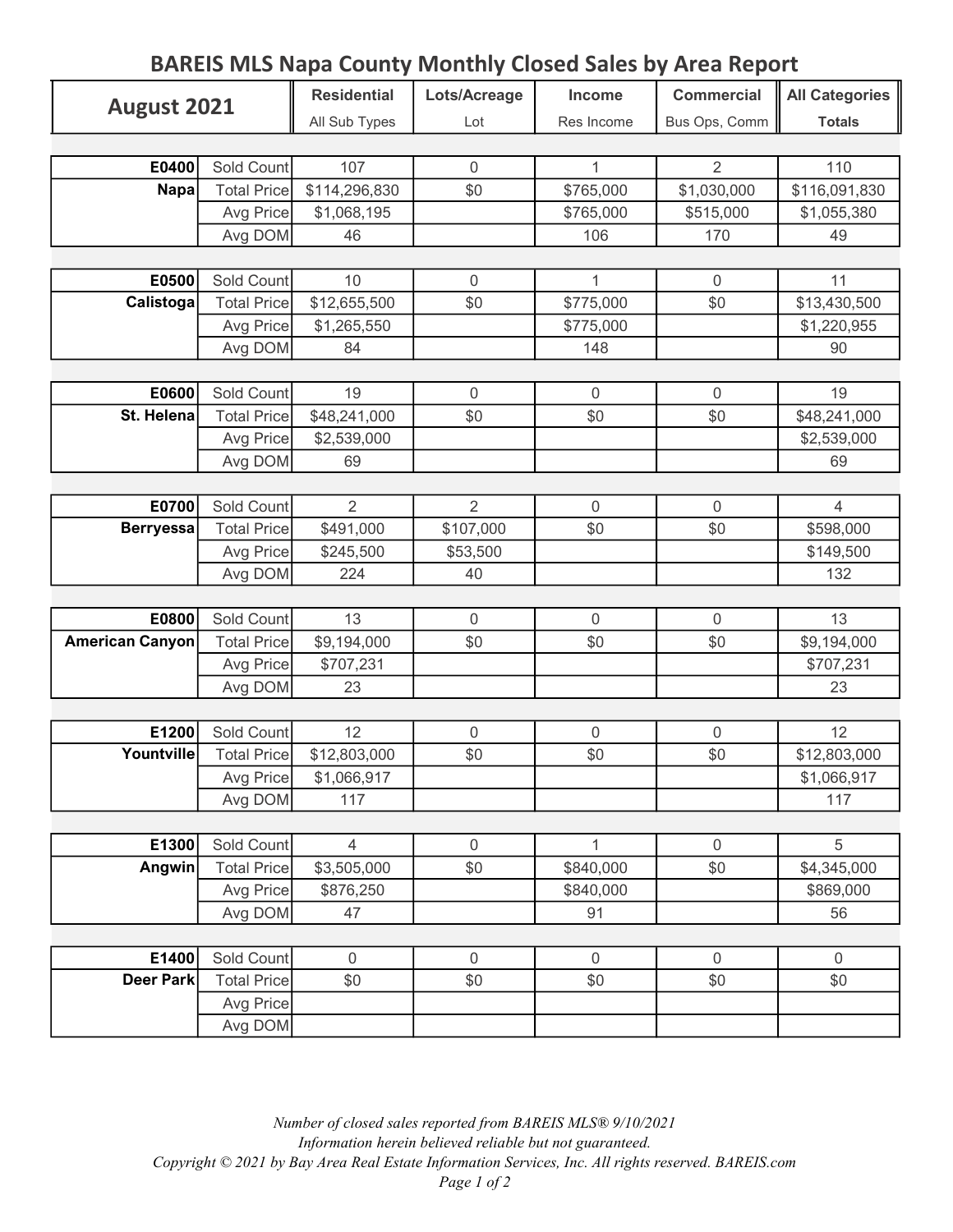# BAREIS MLS Napa County Monthly Closed Sales by Area Report

| August 2021 | | Residential<br>All Sub Types | Lots/Acreage<br>Lot | Income<br>Res Income | Commercial<br>Bus Ops, Comm | All Categories<br>Totals |
|---|---|---|---|---|---|---|
| **E0400** | Sold Count | 107 | 0 | 1 | 2 | 110 |
| **Napa** | Total Price | $114,296,830 | $0 | $765,000 | $1,030,000 | $116,091,830 |
| | Avg Price | $1,068,195 | | $765,000 | $515,000 | $1,055,380 |
| | Avg DOM | 46 | | 106 | 170 | 49 |
| **E0500** | Sold Count | 10 | 0 | 1 | 0 | 11 |
| **Calistoga** | Total Price | $12,655,500 | $0 | $775,000 | $0 | $13,430,500 |
| | Avg Price | $1,265,550 | | $775,000 | | $1,220,955 |
| | Avg DOM | 84 | | 148 | | 90 |
| **E0600** | Sold Count | 19 | 0 | 0 | 0 | 19 |
| **St. Helena** | Total Price | $48,241,000 | $0 | $0 | $0 | $48,241,000 |
| | Avg Price | $2,539,000 | | | | $2,539,000 |
| | Avg DOM | 69 | | | | 69 |
| **E0700** | Sold Count | 2 | 2 | 0 | 0 | 4 |
| **Berryessa** | Total Price | $491,000 | $107,000 | $0 | $0 | $598,000 |
| | Avg Price | $245,500 | $53,500 | | | $149,500 |
| | Avg DOM | 224 | 40 | | | 132 |
| **E0800** | Sold Count | 13 | 0 | 0 | 0 | 13 |
| **American Canyon** | Total Price | $9,194,000 | $0 | $0 | $0 | $9,194,000 |
| | Avg Price | $707,231 | | | | $707,231 |
| | Avg DOM | 23 | | | | 23 |
| **E1200** | Sold Count | 12 | 0 | 0 | 0 | 12 |
| **Yountville** | Total Price | $12,803,000 | $0 | $0 | $0 | $12,803,000 |
| | Avg Price | $1,066,917 | | | | $1,066,917 |
| | Avg DOM | 117 | | | | 117 |
| **E1300** | Sold Count | 4 | 0 | 1 | 0 | 5 |
| **Angwin** | Total Price | $3,505,000 | $0 | $840,000 | $0 | $4,345,000 |
| | Avg Price | $876,250 | | $840,000 | | $869,000 |
| | Avg DOM | 47 | | 91 | | 56 |
| **E1400** | Sold Count | 0 | 0 | 0 | 0 | 0 |
| **Deer Park** | Total Price | $0 | $0 | $0 | $0 | $0 |
| | Avg Price | | | | | |
| | Avg DOM | | | | | |

*Number of closed sales reported from BAREIS MLS® 9/10/2021*
*Information herein believed reliable but not guaranteed.*
*Copyright © 2021 by Bay Area Real Estate Information Services, Inc. All rights reserved. BAREIS.com*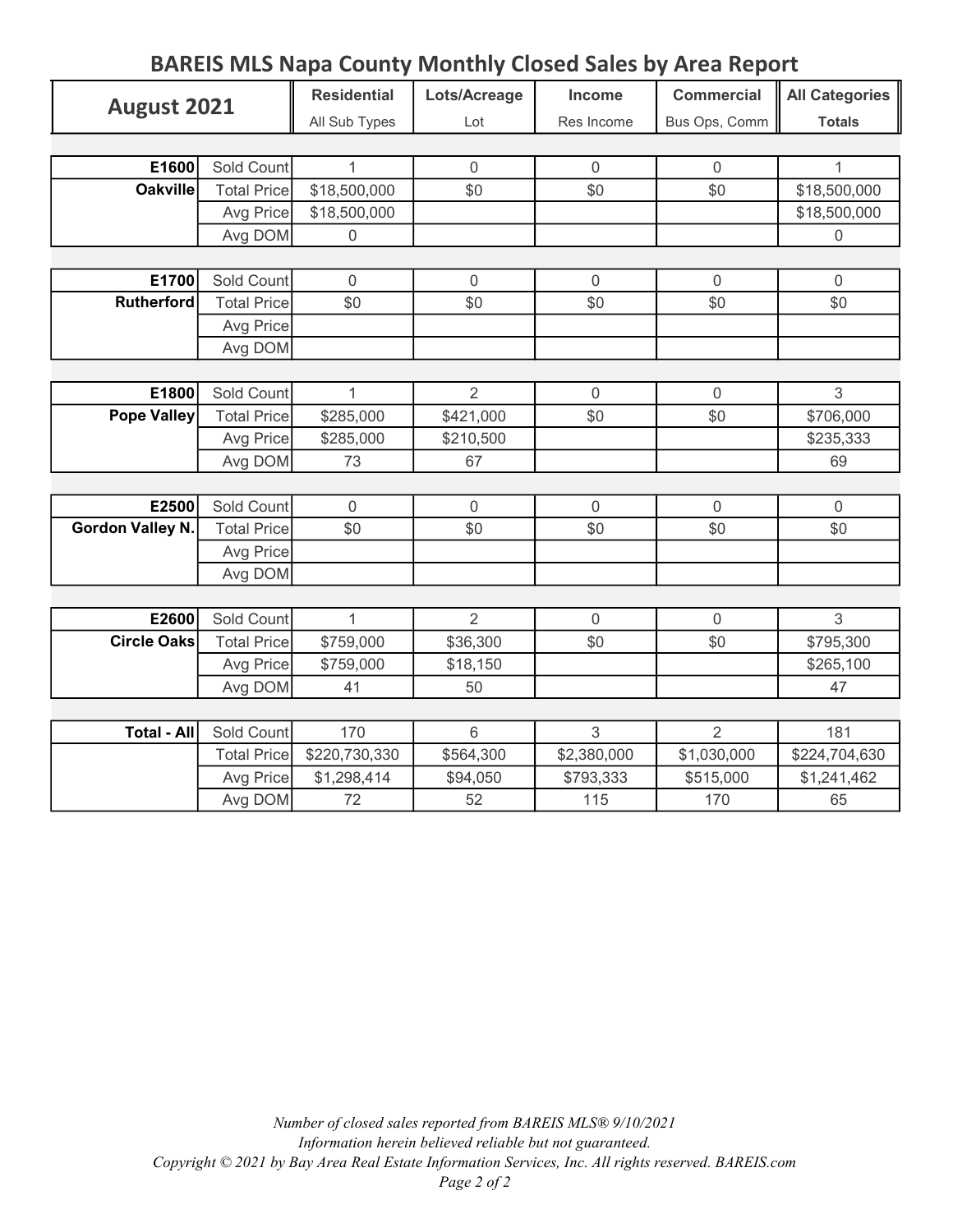# BAREIS MLS Napa County Monthly Closed Sales by Area Report

| August 2021 | | Residential<br>All Sub Types | Lots/Acreage<br>Lot | Income<br>Res Income | Commercial<br>Bus Ops, Comm | All Categories<br>Totals |
|---|---|---|---|---|---|---|
| **E1600** | Sold Count | 1 | 0 | 0 | 0 | 1 |
| **Oakville** | Total Price | $18,500,000 | $0 | $0 | $0 | $18,500,000 |
| | Avg Price | $18,500,000 | | | | $18,500,000 |
| | Avg DOM | 0 | | | | 0 |
| **E1700** | Sold Count | 0 | 0 | 0 | 0 | 0 |
| **Rutherford** | Total Price | $0 | $0 | $0 | $0 | $0 |
| | Avg Price | | | | | |
| | Avg DOM | | | | | |
| **E1800** | Sold Count | 1 | 2 | 0 | 0 | 3 |
| **Pope Valley** | Total Price | $285,000 | $421,000 | $0 | $0 | $706,000 |
| | Avg Price | $285,000 | $210,500 | | | $235,333 |
| | Avg DOM | 73 | 67 | | | 69 |
| **E2500** | Sold Count | 0 | 0 | 0 | 0 | 0 |
| **Gordon Valley N.** | Total Price | $0 | $0 | $0 | $0 | $0 |
| | Avg Price | | | | | |
| | Avg DOM | | | | | |
| **E2600** | Sold Count | 1 | 2 | 0 | 0 | 3 |
| **Circle Oaks** | Total Price | $759,000 | $36,300 | $0 | $0 | $795,300 |
| | Avg Price | $759,000 | $18,150 | | | $265,100 |
| | Avg DOM | 41 | 50 | | | 47 |
| **Total - All** | Sold Count | 170 | 6 | 3 | 2 | 181 |
| | Total Price | $220,730,330 | $564,300 | $2,380,000 | $1,030,000 | $224,704,630 |
| | Avg Price | $1,298,414 | $94,050 | $793,333 | $515,000 | $1,241,462 |
| | Avg DOM | 72 | 52 | 115 | 170 | 65 |

*Number of closed sales reported from BAREIS MLS® 9/10/2021*
*Information herein believed reliable but not guaranteed.*
*Copyright © 2021 by Bay Area Real Estate Information Services, Inc. All rights reserved. BAREIS.com*